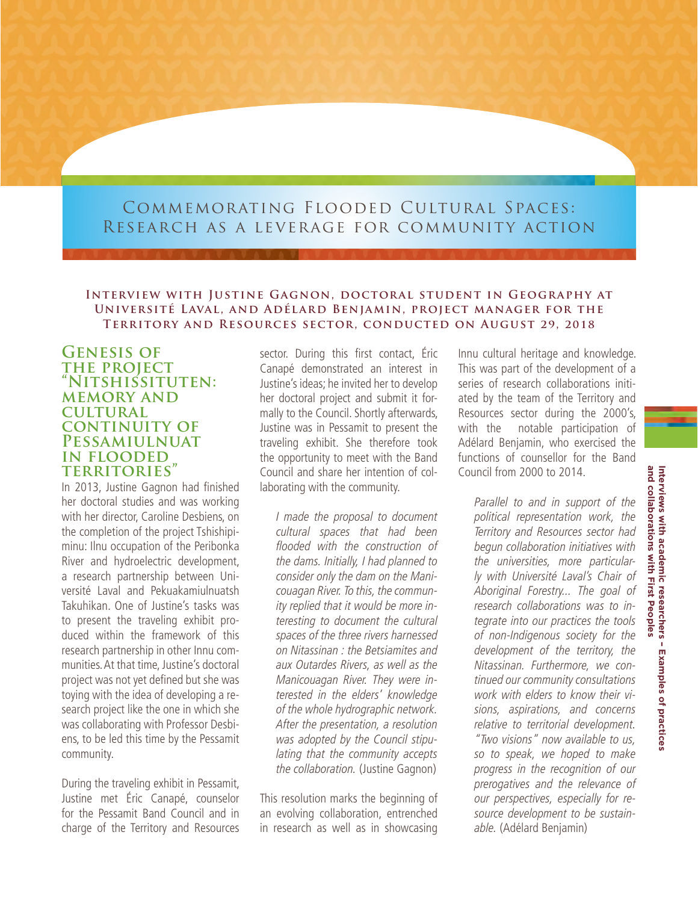# Commemorating Flooded Cultural Spaces: Research as a leverage for community action

**Interview with Justine Gagnon, doctoral student in Geography at Université Laval, and Adélard Benjamin, project manager for the Territory and Resources sector, conducted on August 29, 2018**

## Genesis of the project "Nitshissituten: memory and cultural continuity of Pessamiulnuat in flooded territories"

In 2013, Justine Gagnon had finished her doctoral studies and was working with her director, Caroline Desbiens, on the completion of the project Tshishipiminu: Ilnu occupation of the Peribonka River and hydroelectric development, a research partnership between Université Laval and Pekuakamiulnuatsh Takuhikan. One of Justine's tasks was to present the traveling exhibit produced within the framework of this research partnership in other Innu communities. At that time, Justine's doctoral project was not yet defined but she was toying with the idea of developing a research project like the one in which she was collaborating with Professor Desbiens, to be led this time by the Pessamit community.

During the traveling exhibit in Pessamit, Justine met Éric Canapé, counselor for the Pessamit Band Council and in charge of the Territory and Resources sector. During this first contact, Éric Canapé demonstrated an interest in Justine's ideas; he invited her to develop her doctoral project and submit it formally to the Council. Shortly afterwards, Justine was in Pessamit to present the traveling exhibit. She therefore took the opportunity to meet with the Band Council and share her intention of collaborating with the community.

> *I made the proposal to document cultural spaces that had been flooded with the construction of the dams. Initially, I had planned to consider only the dam on the Manicouagan River. To this, the community replied that it would be more interesting to document the cultural spaces of the three rivers harnessed on Nitassinan : the Betsiamites and aux Outardes Rivers, as well as the Manicouagan River. They were interested in the elders' knowledge of the whole hydrographic network. After the presentation, a resolution was adopted by the Council stipulating that the community accepts the collaboration.* (Justine Gagnon)

This resolution marks the beginning of an evolving collaboration, entrenched in research as well as in showcasing Innu cultural heritage and knowledge. This was part of the development of a series of research collaborations initiated by the team of the Territory and Resources sector during the 2000's, with the notable participation of Adélard Benjamin, who exercised the functions of counsellor for the Band Council from 2000 to 2014.

> *Parallel to and in support of the political representation work, the Territory and Resources sector had begun collaboration initiatives with the universities, more particularly with Université Laval's Chair of Aboriginal Forestry... The goal of research collaborations was to integrate into our practices the tools of non-Indigenous society for the development of the territory, the Nitassinan. Furthermore, we continued our community consultations work with elders to know their visions, aspirations, and concerns relative to territorial development. "Two visions" now available to us, so to speak, we hoped to make progress in the recognition of our prerogatives and the relevance of our perspectives, especially for resource development to be sustainable.* (Adélard Benjamin)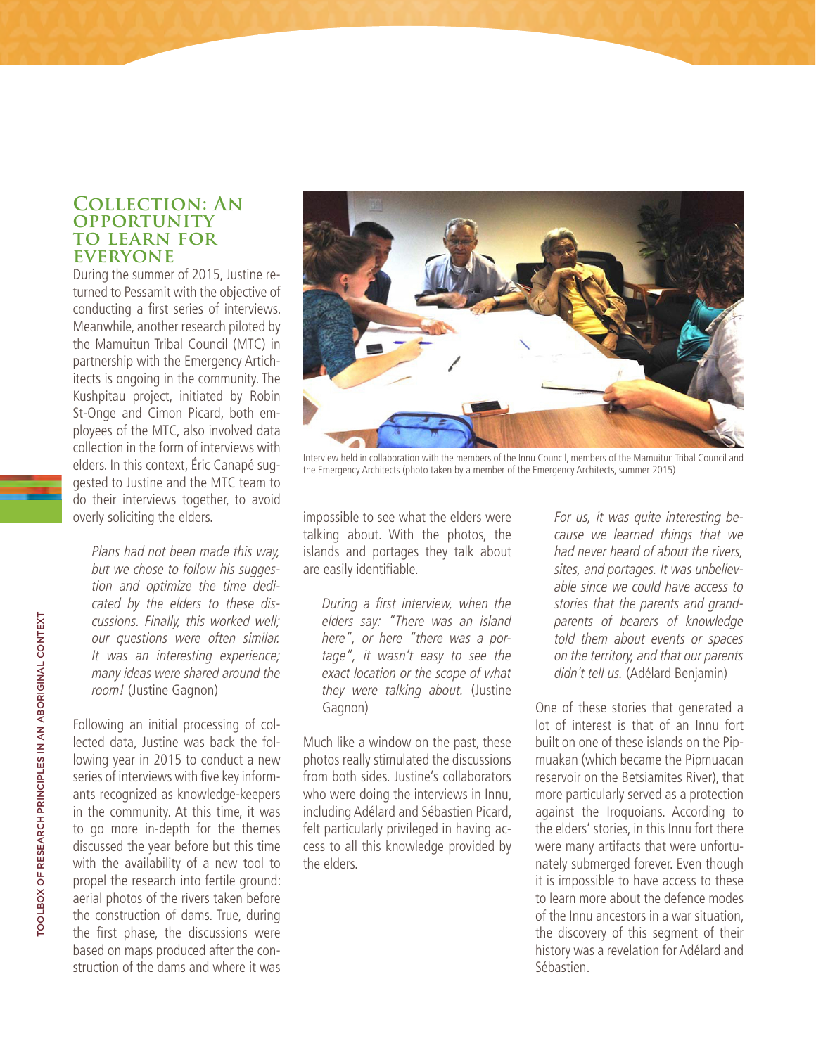## Collection: An opportunity to learn for everyone

During the summer of 2015, Justine returned to Pessamit with the objective of conducting a first series of interviews. Meanwhile, another research piloted by the Mamuitun Tribal Council (MTC) in partnership with the Emergency Architects is ongoing in the community. The Kushpitau project, initiated by Robin St-Onge and Cimon Picard, both employees of the MTC, also involved data collection in the form of interviews with elders. In this context, Éric Canapé suggested to Justine and the MTC team to do their interviews together, to avoid overly soliciting the elders.

> *Plans had not been made this way, but we chose to follow his suggestion and optimize the time dedicated by the elders to these discussions. Finally, this worked well; our questions were often similar. It was an interesting experience; many ideas were shared around the room!* (Justine Gagnon)

Following an initial processing of collected data, Justine was back the following year in 2015 to conduct a new series of interviews with five key informants recognized as knowledge-keepers in the community. At this time, it was to go more in-depth for the themes discussed the year before but this time with the availability of a new tool to propel the research into fertile ground: aerial photos of the rivers taken before the construction of dams. True, during the first phase, the discussions were based on maps produced after the construction of the dams and where it was impossible to see what the elders were talking about. With the photos, the islands and portages they talk about are easily identifiable.

Interview held in collaboration with the members of the Innu Council, members of the Mamuitun Tribal Council and the Emergency Architects (photo taken by a member of the Emergency Architects, summer 2015)

> *During a first interview, when the elders say: "There was an island here", or here "there was a portage", it wasn't easy to see the exact location or the scope of what they were talking about.* (Justine Gagnon)

Much like a window on the past, these photos really stimulated the discussions from both sides. Justine's collaborators who were doing the interviews in Innu, including Adélard and Sébastien Picard, felt particularly privileged in having access to all this knowledge provided by the elders.

> *For us, it was quite interesting because we learned things that we had never heard of about the rivers, sites, and portages. It was unbelievable since we could have access to stories that the parents and grandparents of bearers of knowledge told them about events or spaces on the territory, and that our parents didn't tell us.* (Adélard Benjamin)

One of these stories that generated a lot of interest is that of an Innu fort built on one of these islands on the Pipmuakan (which became the Pipmuacan reservoir on the Betsiamites River), that more particularly served as a protection against the Iroquoians. According to the elders' stories, in this Innu fort there were many artifacts that were unfortunately submerged forever. Even though it is impossible to have access to these to learn more about the defence modes of the Innu ancestors in a war situation, the discovery of this segment of their history was a revelation for Adélard and Sébastien.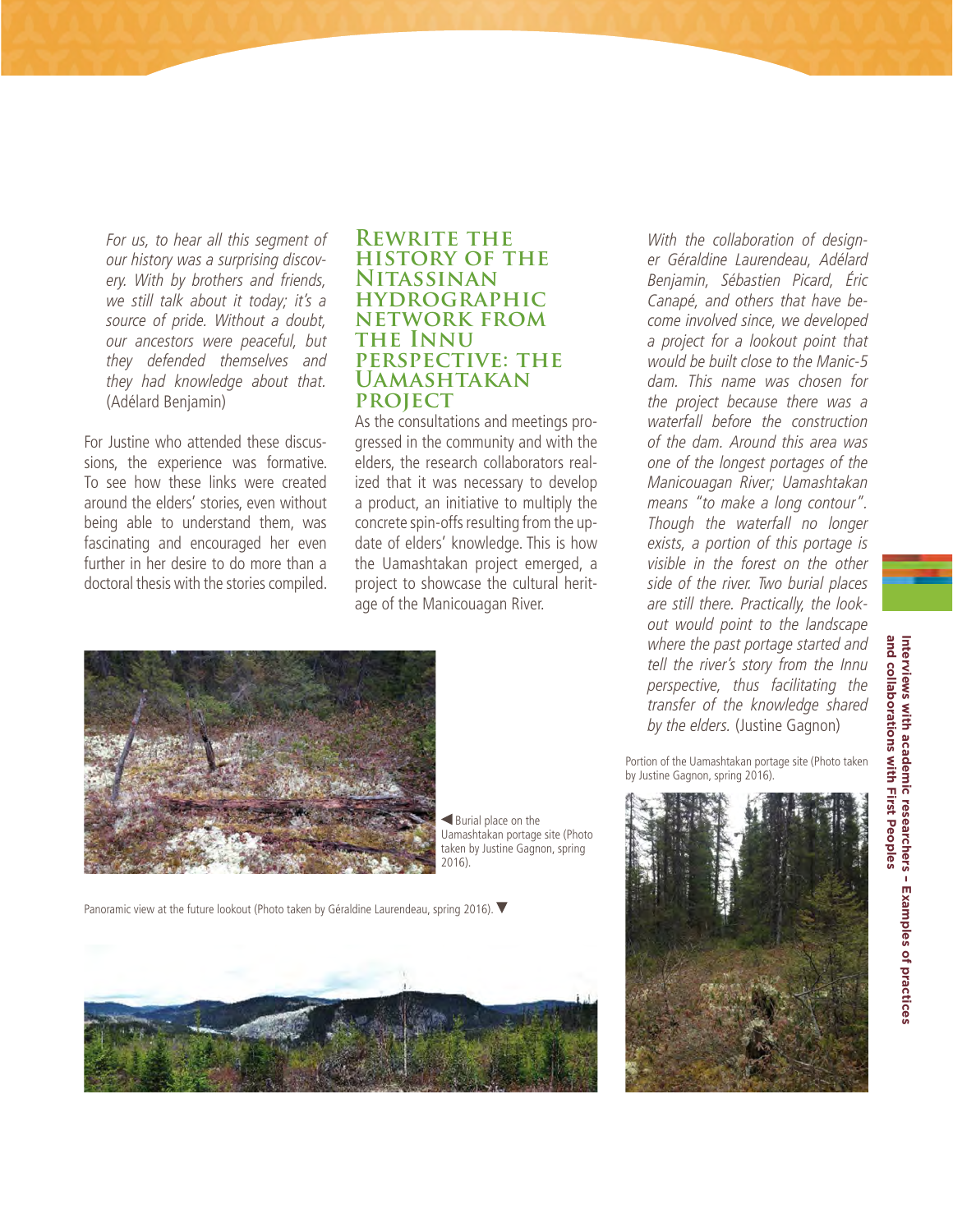*For us, to hear all this segment of our history was a surprising discovery. With by brothers and friends, we still talk about it today; it's a source of pride. Without a doubt, our ancestors were peaceful, but they defended themselves and they had knowledge about that.* (Adélard Benjamin)

For Justine who attended these discussions, the experience was formative. To see how these links were created around the elders' stories, even without being able to understand them, was fascinating and encouraged her even further in her desire to do more than a doctoral thesis with the stories compiled.

## Rewrite the history of the Nitassinan hydrographic network from the Innu perspective: the Uamashtakan project

As the consultations and meetings progressed in the community and with the elders, the research collaborators realized that it was necessary to develop a product, an initiative to multiply the concrete spin-offs resulting from the update of elders' knowledge. This is how the Uamashtakan project emerged, a project to showcase the cultural heritage of the Manicouagan River.

*With the collaboration of designer Géraldine Laurendeau, Adélard Benjamin, Sébastien Picard, Éric Canapé, and others that have become involved since, we developed a project for a lookout point that would be built close to the Manic-5 dam. This name was chosen for the project because there was a waterfall before the construction of the dam. Around this area was one of the longest portages of the Manicouagan River; Uamashtakan means "to make a long contour". Though the waterfall no longer exists, a portion of this portage is visible in the forest on the other side of the river. Two burial places are still there. Practically, the lookout would point to the landscape where the past portage started and tell the river's story from the Innu perspective, thus facilitating the transfer of the knowledge shared by the elders.* (Justine Gagnon)

◀ Burial place on the Uamashtakan portage site (Photo taken by Justine Gagnon, spring 2016).

Panoramic view at the future lookout (Photo taken by Géraldine Laurendeau, spring 2016). ▼

Portion of the Uamashtakan portage site (Photo taken by Justine Gagnon, spring 2016).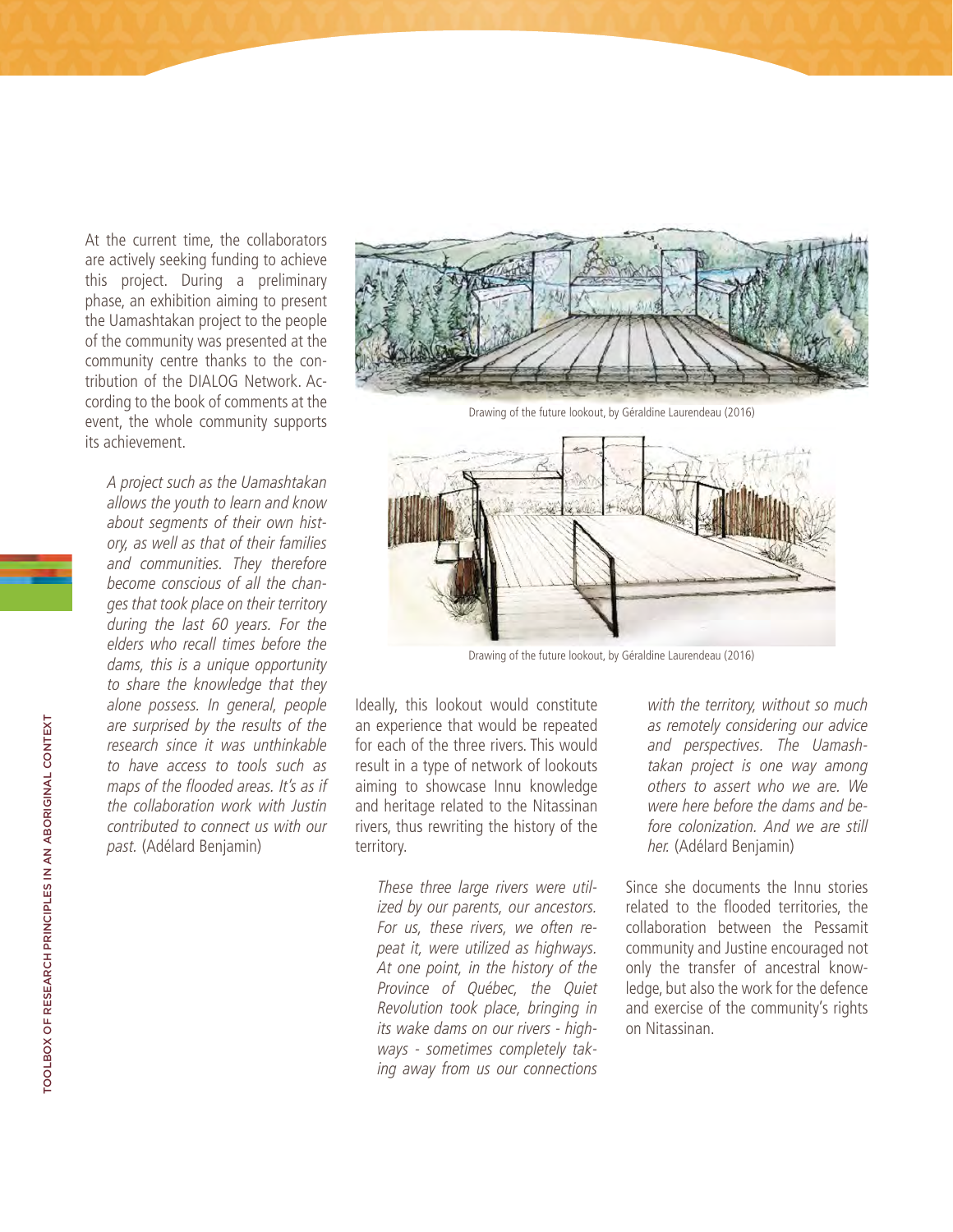At the current time, the collaborators are actively seeking funding to achieve this project. During a preliminary phase, an exhibition aiming to present the Uamashtakan project to the people of the community was presented at the community centre thanks to the contribution of the DIALOG Network. According to the book of comments at the event, the whole community supports its achievement.

> *A project such as the Uamashtakan allows the youth to learn and know about segments of their own history, as well as that of their families and communities. They therefore become conscious of all the changes that took place on their territory during the last 60 years. For the elders who recall times before the dams, this is a unique opportunity to share the knowledge that they alone possess. In general, people are surprised by the results of the research since it was unthinkable to have access to tools such as maps of the flooded areas. It's as if the collaboration work with Justin contributed to connect us with our past.* (Adélard Benjamin)

Drawing of the future lookout, by Géraldine Laurendeau (2016)

Drawing of the future lookout, by Géraldine Laurendeau (2016)

Ideally, this lookout would constitute an experience that would be repeated for each of the three rivers. This would result in a type of network of lookouts aiming to showcase Innu knowledge and heritage related to the Nitassinan rivers, thus rewriting the history of the territory.

> *These three large rivers were utilized by our parents, our ancestors. For us, these rivers, we often repeat it, were utilized as highways. At one point, in the history of the Province of Québec, the Quiet Revolution took place, bringing in its wake dams on our rivers - highways - sometimes completely taking away from us our connections with the territory, without so much as remotely considering our advice and perspectives. The Uamashtakan project is one way among others to assert who we are. We were here before the dams and before colonization. And we are still her.* (Adélard Benjamin)

Since she documents the Innu stories related to the flooded territories, the collaboration between the Pessamit community and Justine encouraged not only the transfer of ancestral knowledge, but also the work for the defence and exercise of the community's rights on Nitassinan.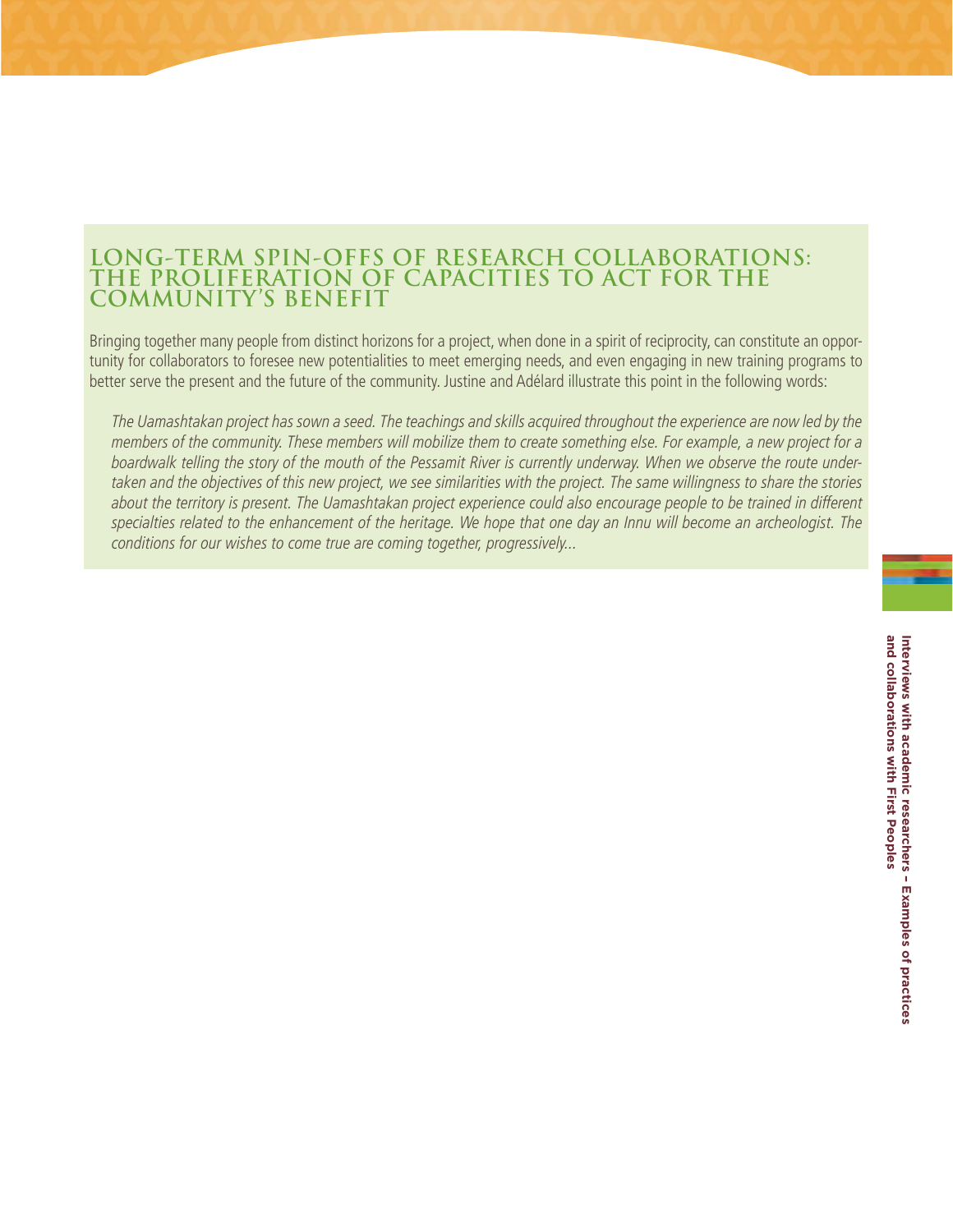## LONG-TERM SPIN-OFFS OF RESEARCH COLLABORATIONS: THE PROLIFERATION OF CAPACITIES TO ACT FOR THE COMMUNITY'S BENEFIT

Bringing together many people from distinct horizons for a project, when done in a spirit of reciprocity, can constitute an opportunity for collaborators to foresee new potentialities to meet emerging needs, and even engaging in new training programs to better serve the present and the future of the community. Justine and Adélard illustrate this point in the following words:

> *The Uamashtakan project has sown a seed. The teachings and skills acquired throughout the experience are now led by the members of the community. These members will mobilize them to create something else. For example, a new project for a boardwalk telling the story of the mouth of the Pessamit River is currently underway. When we observe the route undertaken and the objectives of this new project, we see similarities with the project. The same willingness to share the stories about the territory is present. The Uamashtakan project experience could also encourage people to be trained in different specialties related to the enhancement of the heritage. We hope that one day an Innu will become an archeologist. The conditions for our wishes to come true are coming together, progressively...*